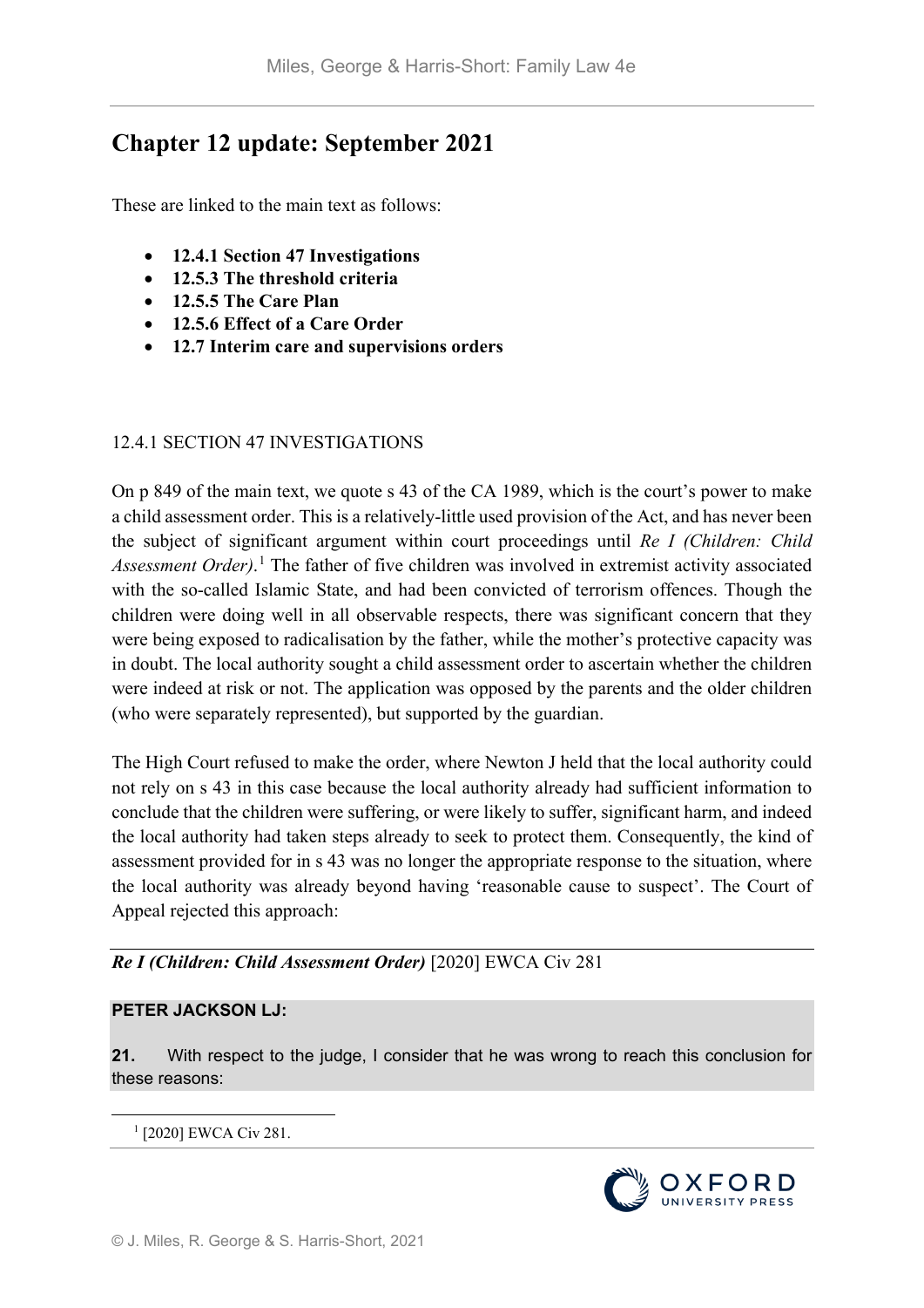# Chapter 12 update: September 2021

These are linked to the main text as follows:

- **12.4.1 Section 47 Investigations**
- **12.5.3 The threshold criteria**
- **12.5.5 The Care Plan**
- **12.5.6 Effect of a Care Order**
- **12.7 Interim care and supervisions orders**

## 12.4.1 SECTION 47 INVESTIGATIONS

On p 849 of the main text, we quote s 43 of the CA 1989, which is the court's power to make a child assessment order. This is a relatively-little used provision of the Act, and has never been the subject of significant argument within court proceedings until *Re I (Children: Child Assessment Order)*.[1] The father of five children was involved in extremist activity associated with the so-called Islamic State, and had been convicted of terrorism offences. Though the children were doing well in all observable respects, there was significant concern that they were being exposed to radicalisation by the father, while the mother's protective capacity was in doubt. The local authority sought a child assessment order to ascertain whether the children were indeed at risk or not. The application was opposed by the parents and the older children (who were separately represented), but supported by the guardian.

The High Court refused to make the order, where Newton J held that the local authority could not rely on s 43 in this case because the local authority already had sufficient information to conclude that the children were suffering, or were likely to suffer, significant harm, and indeed the local authority had taken steps already to seek to protect them. Consequently, the kind of assessment provided for in s 43 was no longer the appropriate response to the situation, where the local authority was already beyond having 'reasonable cause to suspect'. The Court of Appeal rejected this approach:

***Re I (Children: Child Assessment Order)*** **[2020] EWCA Civ 281**

**PETER JACKSON LJ:**

**21.** With respect to the judge, I consider that he was wrong to reach this conclusion for these reasons:

[1] [2020] EWCA Civ 281.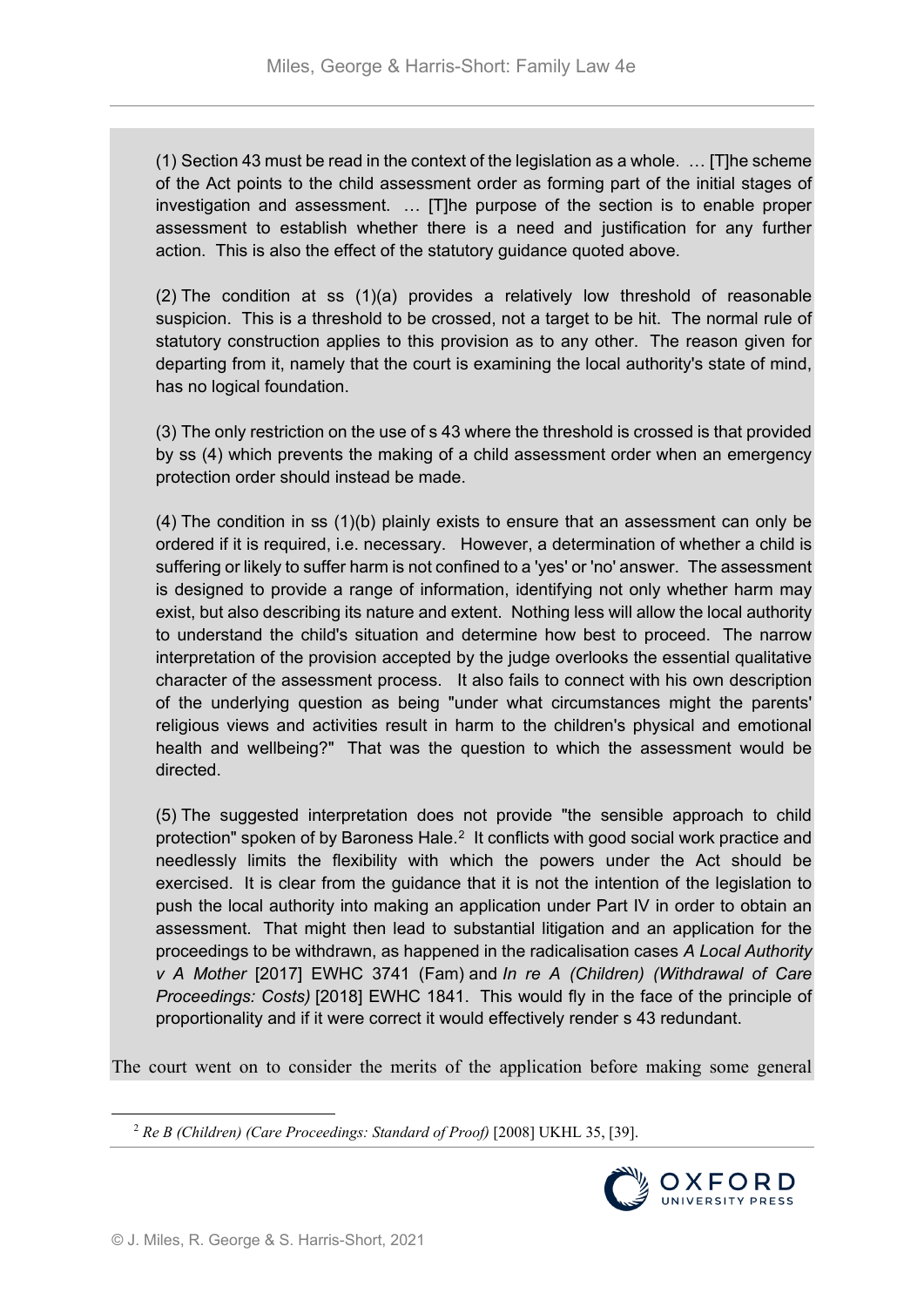> (1) Section 43 must be read in the context of the legislation as a whole. … [T]he scheme of the Act points to the child assessment order as forming part of the initial stages of investigation and assessment. … [T]he purpose of the section is to enable proper assessment to establish whether there is a need and justification for any further action. This is also the effect of the statutory guidance quoted above.
>
> (2) The condition at ss (1)(a) provides a relatively low threshold of reasonable suspicion. This is a threshold to be crossed, not a target to be hit. The normal rule of statutory construction applies to this provision as to any other. The reason given for departing from it, namely that the court is examining the local authority's state of mind, has no logical foundation.
>
> (3) The only restriction on the use of s 43 where the threshold is crossed is that provided by ss (4) which prevents the making of a child assessment order when an emergency protection order should instead be made.
>
> (4) The condition in ss (1)(b) plainly exists to ensure that an assessment can only be ordered if it is required, i.e. necessary. However, a determination of whether a child is suffering or likely to suffer harm is not confined to a 'yes' or 'no' answer. The assessment is designed to provide a range of information, identifying not only whether harm may exist, but also describing its nature and extent. Nothing less will allow the local authority to understand the child's situation and determine how best to proceed. The narrow interpretation of the provision accepted by the judge overlooks the essential qualitative character of the assessment process. It also fails to connect with his own description of the underlying question as being "under what circumstances might the parents' religious views and activities result in harm to the children's physical and emotional health and wellbeing?" That was the question to which the assessment would be directed.
>
> (5) The suggested interpretation does not provide "the sensible approach to child protection" spoken of by Baroness Hale.[2] It conflicts with good social work practice and needlessly limits the flexibility with which the powers under the Act should be exercised. It is clear from the guidance that it is not the intention of the legislation to push the local authority into making an application under Part IV in order to obtain an assessment. That might then lead to substantial litigation and an application for the proceedings to be withdrawn, as happened in the radicalisation cases *A Local Authority v A Mother* [2017] EWHC 3741 (Fam) and *In re A (Children) (Withdrawal of Care Proceedings: Costs)* [2018] EWHC 1841. This would fly in the face of the principle of proportionality and if it were correct it would effectively render s 43 redundant.

The court went on to consider the merits of the application before making some general

[2] *Re B (Children) (Care Proceedings: Standard of Proof)* [2008] UKHL 35, [39].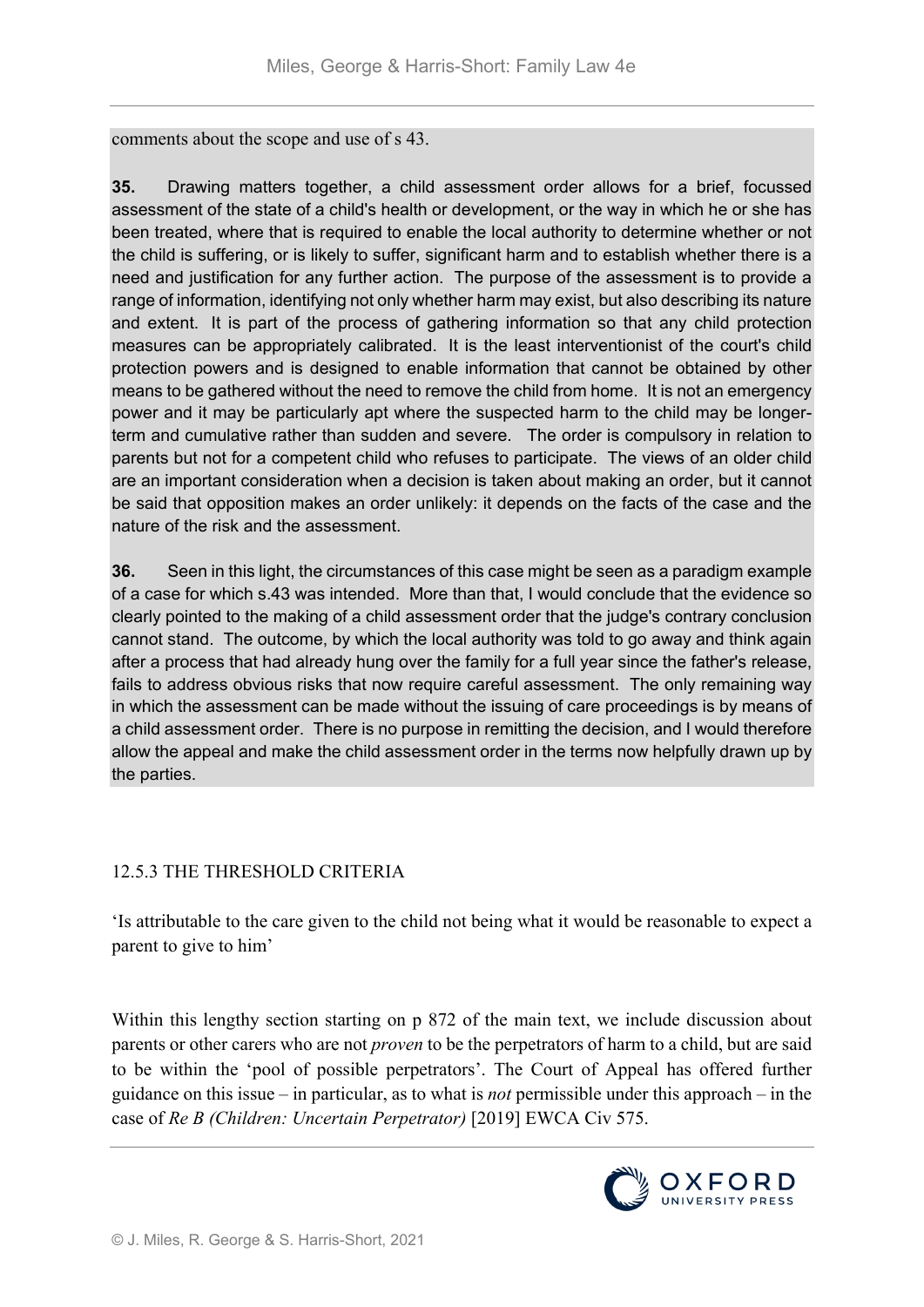comments about the scope and use of s 43.

**35.** Drawing matters together, a child assessment order allows for a brief, focussed assessment of the state of a child's health or development, or the way in which he or she has been treated, where that is required to enable the local authority to determine whether or not the child is suffering, or is likely to suffer, significant harm and to establish whether there is a need and justification for any further action. The purpose of the assessment is to provide a range of information, identifying not only whether harm may exist, but also describing its nature and extent. It is part of the process of gathering information so that any child protection measures can be appropriately calibrated. It is the least interventionist of the court's child protection powers and is designed to enable information that cannot be obtained by other means to be gathered without the need to remove the child from home. It is not an emergency power and it may be particularly apt where the suspected harm to the child may be longer-term and cumulative rather than sudden and severe. The order is compulsory in relation to parents but not for a competent child who refuses to participate. The views of an older child are an important consideration when a decision is taken about making an order, but it cannot be said that opposition makes an order unlikely: it depends on the facts of the case and the nature of the risk and the assessment.

**36.** Seen in this light, the circumstances of this case might be seen as a paradigm example of a case for which s.43 was intended. More than that, I would conclude that the evidence so clearly pointed to the making of a child assessment order that the judge's contrary conclusion cannot stand. The outcome, by which the local authority was told to go away and think again after a process that had already hung over the family for a full year since the father's release, fails to address obvious risks that now require careful assessment. The only remaining way in which the assessment can be made without the issuing of care proceedings is by means of a child assessment order. There is no purpose in remitting the decision, and I would therefore allow the appeal and make the child assessment order in the terms now helpfully drawn up by the parties.

### 12.5.3 THE THRESHOLD CRITERIA

'Is attributable to the care given to the child not being what it would be reasonable to expect a parent to give to him'

Within this lengthy section starting on p 872 of the main text, we include discussion about parents or other carers who are not *proven* to be the perpetrators of harm to a child, but are said to be within the 'pool of possible perpetrators'. The Court of Appeal has offered further guidance on this issue – in particular, as to what is *not* permissible under this approach – in the case of *Re B (Children: Uncertain Perpetrator)* [2019] EWCA Civ 575.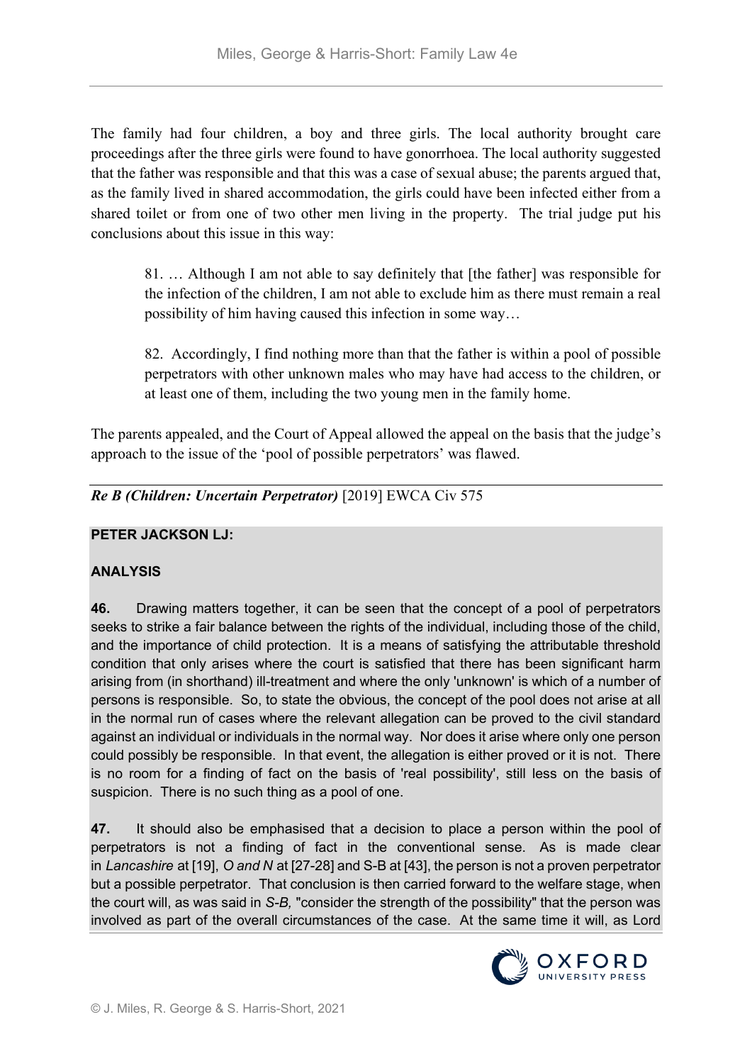The family had four children, a boy and three girls. The local authority brought care proceedings after the three girls were found to have gonorrhoea. The local authority suggested that the father was responsible and that this was a case of sexual abuse; the parents argued that, as the family lived in shared accommodation, the girls could have been infected either from a shared toilet or from one of two other men living in the property. The trial judge put his conclusions about this issue in this way:

> 81. … Although I am not able to say definitely that [the father] was responsible for the infection of the children, I am not able to exclude him as there must remain a real possibility of him having caused this infection in some way…
>
> 82. Accordingly, I find nothing more than that the father is within a pool of possible perpetrators with other unknown males who may have had access to the children, or at least one of them, including the two young men in the family home.

The parents appealed, and the Court of Appeal allowed the appeal on the basis that the judge's approach to the issue of the 'pool of possible perpetrators' was flawed.

***Re B (Children: Uncertain Perpetrator)*** [2019] EWCA Civ 575

**PETER JACKSON LJ:**

**ANALYSIS**

**46.** Drawing matters together, it can be seen that the concept of a pool of perpetrators seeks to strike a fair balance between the rights of the individual, including those of the child, and the importance of child protection. It is a means of satisfying the attributable threshold condition that only arises where the court is satisfied that there has been significant harm arising from (in shorthand) ill-treatment and where the only 'unknown' is which of a number of persons is responsible. So, to state the obvious, the concept of the pool does not arise at all in the normal run of cases where the relevant allegation can be proved to the civil standard against an individual or individuals in the normal way. Nor does it arise where only one person could possibly be responsible. In that event, the allegation is either proved or it is not. There is no room for a finding of fact on the basis of 'real possibility', still less on the basis of suspicion. There is no such thing as a pool of one.

**47.** It should also be emphasised that a decision to place a person within the pool of perpetrators is not a finding of fact in the conventional sense. As is made clear in *Lancashire* at [19], *O and N* at [27-28] and S-B at [43], the person is not a proven perpetrator but a possible perpetrator. That conclusion is then carried forward to the welfare stage, when the court will, as was said in *S-B,* "consider the strength of the possibility" that the person was involved as part of the overall circumstances of the case. At the same time it will, as Lord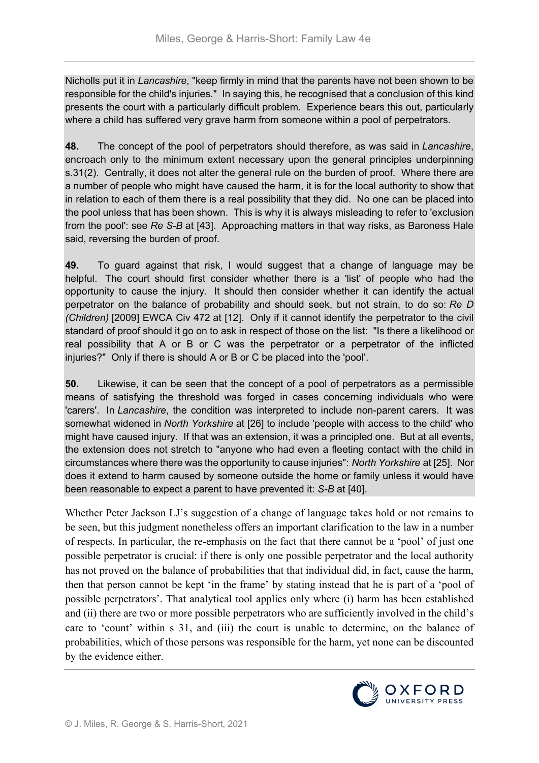Nicholls put it in *Lancashire*, "keep firmly in mind that the parents have not been shown to be responsible for the child's injuries." In saying this, he recognised that a conclusion of this kind presents the court with a particularly difficult problem. Experience bears this out, particularly where a child has suffered very grave harm from someone within a pool of perpetrators.

**48.** The concept of the pool of perpetrators should therefore, as was said in *Lancashire*, encroach only to the minimum extent necessary upon the general principles underpinning s.31(2). Centrally, it does not alter the general rule on the burden of proof. Where there are a number of people who might have caused the harm, it is for the local authority to show that in relation to each of them there is a real possibility that they did. No one can be placed into the pool unless that has been shown. This is why it is always misleading to refer to 'exclusion from the pool': see *Re S-B* at [43]. Approaching matters in that way risks, as Baroness Hale said, reversing the burden of proof.

**49.** To guard against that risk, I would suggest that a change of language may be helpful. The court should first consider whether there is a 'list' of people who had the opportunity to cause the injury. It should then consider whether it can identify the actual perpetrator on the balance of probability and should seek, but not strain, to do so: *Re D (Children)* [2009] EWCA Civ 472 at [12]. Only if it cannot identify the perpetrator to the civil standard of proof should it go on to ask in respect of those on the list: "Is there a likelihood or real possibility that A or B or C was the perpetrator or a perpetrator of the inflicted injuries?" Only if there is should A or B or C be placed into the 'pool'.

**50.** Likewise, it can be seen that the concept of a pool of perpetrators as a permissible means of satisfying the threshold was forged in cases concerning individuals who were 'carers'. In *Lancashire*, the condition was interpreted to include non-parent carers. It was somewhat widened in *North Yorkshire* at [26] to include 'people with access to the child' who might have caused injury. If that was an extension, it was a principled one. But at all events, the extension does not stretch to "anyone who had even a fleeting contact with the child in circumstances where there was the opportunity to cause injuries": *North Yorkshire* at [25]. Nor does it extend to harm caused by someone outside the home or family unless it would have been reasonable to expect a parent to have prevented it: *S-B* at [40].

Whether Peter Jackson LJ's suggestion of a change of language takes hold or not remains to be seen, but this judgment nonetheless offers an important clarification to the law in a number of respects. In particular, the re-emphasis on the fact that there cannot be a 'pool' of just one possible perpetrator is crucial: if there is only one possible perpetrator and the local authority has not proved on the balance of probabilities that that individual did, in fact, cause the harm, then that person cannot be kept 'in the frame' by stating instead that he is part of a 'pool of possible perpetrators'. That analytical tool applies only where (i) harm has been established and (ii) there are two or more possible perpetrators who are sufficiently involved in the child's care to 'count' within s 31, and (iii) the court is unable to determine, on the balance of probabilities, which of those persons was responsible for the harm, yet none can be discounted by the evidence either.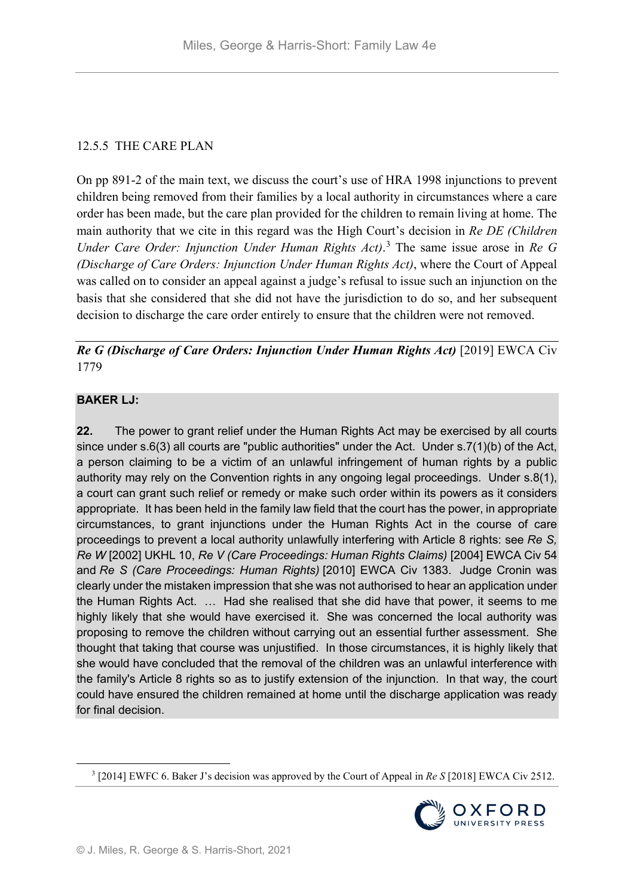## 12.5.5 THE CARE PLAN

On pp 891-2 of the main text, we discuss the court's use of HRA 1998 injunctions to prevent children being removed from their families by a local authority in circumstances where a care order has been made, but the care plan provided for the children to remain living at home. The main authority that we cite in this regard was the High Court's decision in *Re DE (Children Under Care Order: Injunction Under Human Rights Act)*.[3] The same issue arose in *Re G (Discharge of Care Orders: Injunction Under Human Rights Act)*, where the Court of Appeal was called on to consider an appeal against a judge's refusal to issue such an injunction on the basis that she considered that she did not have the jurisdiction to do so, and her subsequent decision to discharge the care order entirely to ensure that the children were not removed.

***Re G (Discharge of Care Orders: Injunction Under Human Rights Act)*** [2019] EWCA Civ 1779

**BAKER LJ:**

**22.** The power to grant relief under the Human Rights Act may be exercised by all courts since under s.6(3) all courts are "public authorities" under the Act. Under s.7(1)(b) of the Act, a person claiming to be a victim of an unlawful infringement of human rights by a public authority may rely on the Convention rights in any ongoing legal proceedings. Under s.8(1), a court can grant such relief or remedy or make such order within its powers as it considers appropriate. It has been held in the family law field that the court has the power, in appropriate circumstances, to grant injunctions under the Human Rights Act in the course of care proceedings to prevent a local authority unlawfully interfering with Article 8 rights: see *Re S, Re W* [2002] UKHL 10, *Re V (Care Proceedings: Human Rights Claims)* [2004] EWCA Civ 54 and *Re S (Care Proceedings: Human Rights)* [2010] EWCA Civ 1383. Judge Cronin was clearly under the mistaken impression that she was not authorised to hear an application under the Human Rights Act. … Had she realised that she did have that power, it seems to me highly likely that she would have exercised it. She was concerned the local authority was proposing to remove the children without carrying out an essential further assessment. She thought that taking that course was unjustified. In those circumstances, it is highly likely that she would have concluded that the removal of the children was an unlawful interference with the family's Article 8 rights so as to justify extension of the injunction. In that way, the court could have ensured the children remained at home until the discharge application was ready for final decision.

---

[3] [2014] EWFC 6. Baker J's decision was approved by the Court of Appeal in *Re S* [2018] EWCA Civ 2512.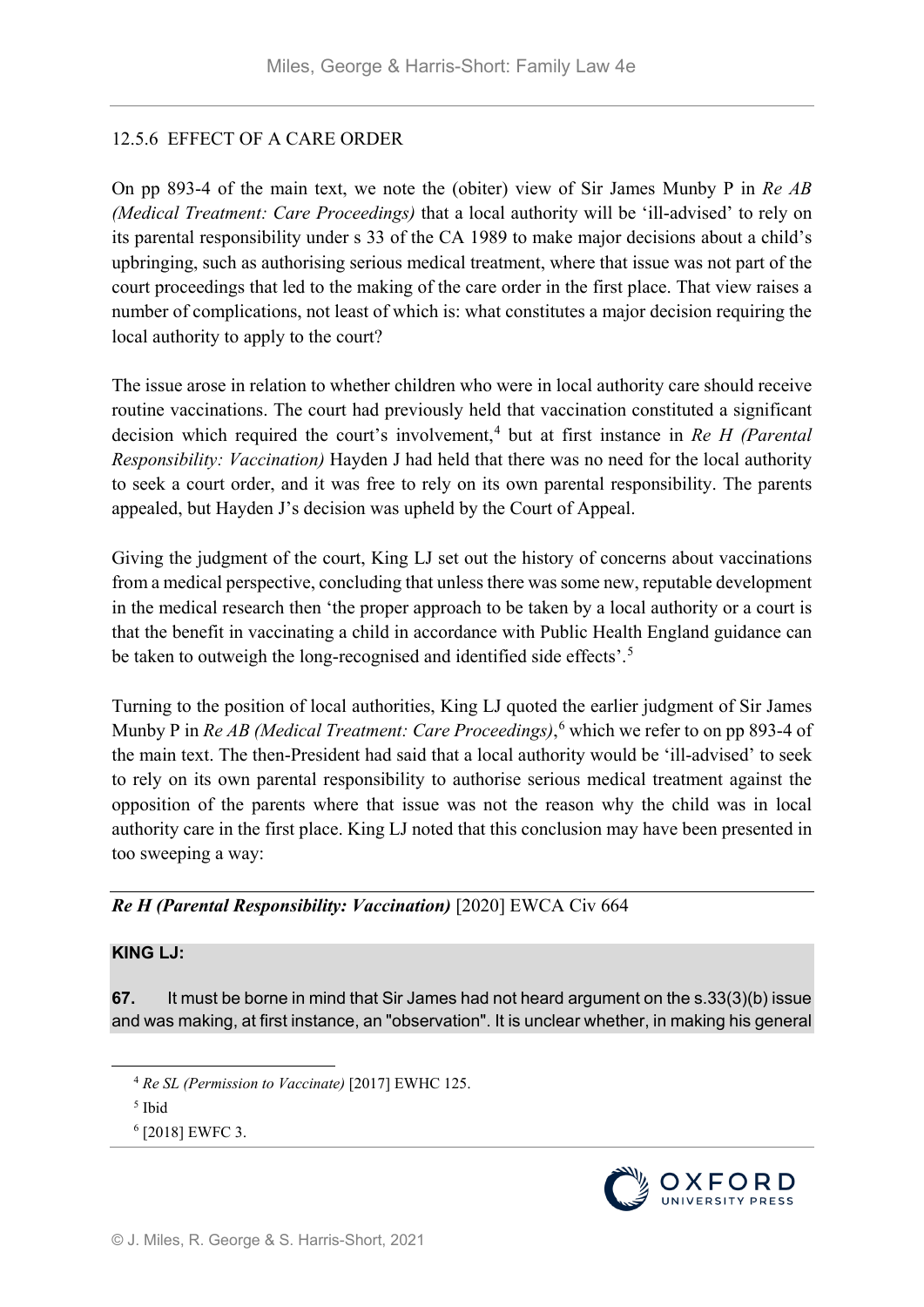### 12.5.6 EFFECT OF A CARE ORDER

On pp 893-4 of the main text, we note the (obiter) view of Sir James Munby P in *Re AB (Medical Treatment: Care Proceedings)* that a local authority will be 'ill-advised' to rely on its parental responsibility under s 33 of the CA 1989 to make major decisions about a child's upbringing, such as authorising serious medical treatment, where that issue was not part of the court proceedings that led to the making of the care order in the first place. That view raises a number of complications, not least of which is: what constitutes a major decision requiring the local authority to apply to the court?

The issue arose in relation to whether children who were in local authority care should receive routine vaccinations. The court had previously held that vaccination constituted a significant decision which required the court's involvement,[4] but at first instance in *Re H (Parental Responsibility: Vaccination)* Hayden J had held that there was no need for the local authority to seek a court order, and it was free to rely on its own parental responsibility. The parents appealed, but Hayden J's decision was upheld by the Court of Appeal.

Giving the judgment of the court, King LJ set out the history of concerns about vaccinations from a medical perspective, concluding that unless there was some new, reputable development in the medical research then 'the proper approach to be taken by a local authority or a court is that the benefit in vaccinating a child in accordance with Public Health England guidance can be taken to outweigh the long-recognised and identified side effects'.[5]

Turning to the position of local authorities, King LJ quoted the earlier judgment of Sir James Munby P in *Re AB (Medical Treatment: Care Proceedings)*,[6] which we refer to on pp 893-4 of the main text. The then-President had said that a local authority would be 'ill-advised' to seek to rely on its own parental responsibility to authorise serious medical treatment against the opposition of the parents where that issue was not the reason why the child was in local authority care in the first place. King LJ noted that this conclusion may have been presented in too sweeping a way:

***Re H (Parental Responsibility: Vaccination)*** [2020] EWCA Civ 664

**KING LJ:**

**67.** It must be borne in mind that Sir James had not heard argument on the s.33(3)(b) issue and was making, at first instance, an "observation". It is unclear whether, in making his general

---

[4] *Re SL (Permission to Vaccinate)* [2017] EWHC 125.

[5] Ibid

[6] [2018] EWFC 3.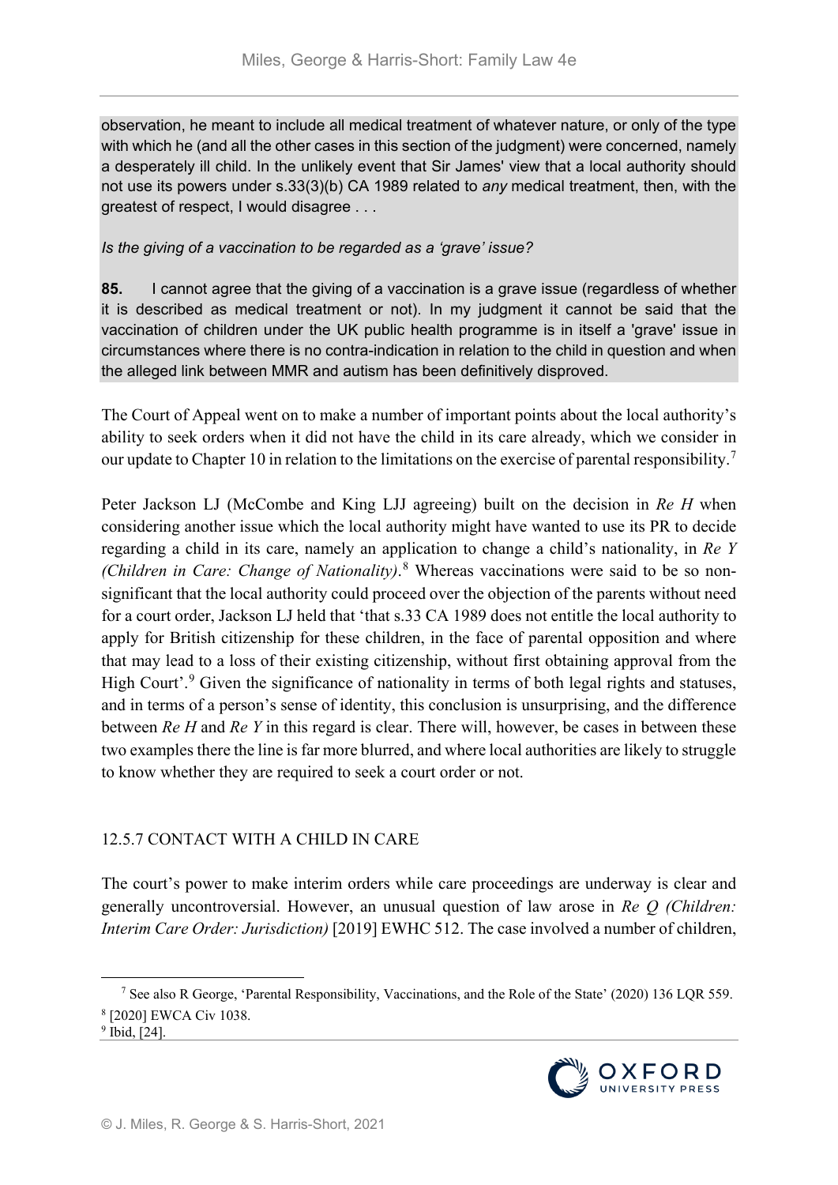observation, he meant to include all medical treatment of whatever nature, or only of the type with which he (and all the other cases in this section of the judgment) were concerned, namely a desperately ill child. In the unlikely event that Sir James' view that a local authority should not use its powers under s.33(3)(b) CA 1989 related to *any* medical treatment, then, with the greatest of respect, I would disagree . . .

*Is the giving of a vaccination to be regarded as a 'grave' issue?*

**85.** I cannot agree that the giving of a vaccination is a grave issue (regardless of whether it is described as medical treatment or not). In my judgment it cannot be said that the vaccination of children under the UK public health programme is in itself a 'grave' issue in circumstances where there is no contra-indication in relation to the child in question and when the alleged link between MMR and autism has been definitively disproved.

The Court of Appeal went on to make a number of important points about the local authority's ability to seek orders when it did not have the child in its care already, which we consider in our update to Chapter 10 in relation to the limitations on the exercise of parental responsibility.[7]

Peter Jackson LJ (McCombe and King LJJ agreeing) built on the decision in *Re H* when considering another issue which the local authority might have wanted to use its PR to decide regarding a child in its care, namely an application to change a child's nationality, in *Re Y (Children in Care: Change of Nationality)*.[8] Whereas vaccinations were said to be so non-significant that the local authority could proceed over the objection of the parents without need for a court order, Jackson LJ held that 'that s.33 CA 1989 does not entitle the local authority to apply for British citizenship for these children, in the face of parental opposition and where that may lead to a loss of their existing citizenship, without first obtaining approval from the High Court'.[9] Given the significance of nationality in terms of both legal rights and statuses, and in terms of a person's sense of identity, this conclusion is unsurprising, and the difference between *Re H* and *Re Y* in this regard is clear. There will, however, be cases in between these two examples there the line is far more blurred, and where local authorities are likely to struggle to know whether they are required to seek a court order or not.

### 12.5.7 CONTACT WITH A CHILD IN CARE

The court's power to make interim orders while care proceedings are underway is clear and generally uncontroversial. However, an unusual question of law arose in *Re Q (Children: Interim Care Order: Jurisdiction)* [2019] EWHC 512. The case involved a number of children,

---

[7] See also R George, 'Parental Responsibility, Vaccinations, and the Role of the State' (2020) 136 LQR 559.

[8] [2020] EWCA Civ 1038.

[9] Ibid, [24].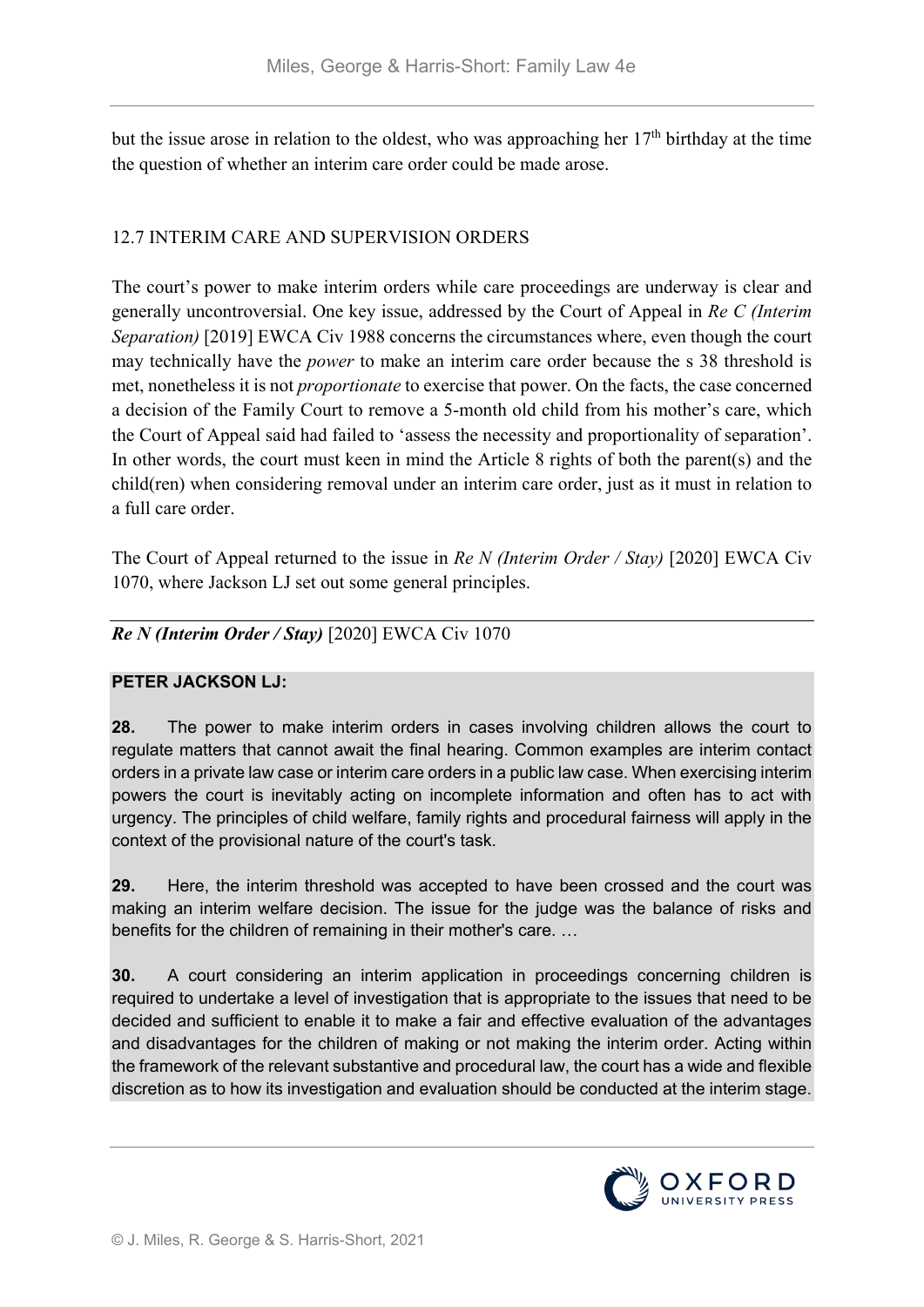but the issue arose in relation to the oldest, who was approaching her 17th birthday at the time the question of whether an interim care order could be made arose.

## 12.7 INTERIM CARE AND SUPERVISION ORDERS

The court's power to make interim orders while care proceedings are underway is clear and generally uncontroversial. One key issue, addressed by the Court of Appeal in *Re C (Interim Separation)* [2019] EWCA Civ 1988 concerns the circumstances where, even though the court may technically have the *power* to make an interim care order because the s 38 threshold is met, nonetheless it is not *proportionate* to exercise that power. On the facts, the case concerned a decision of the Family Court to remove a 5-month old child from his mother's care, which the Court of Appeal said had failed to 'assess the necessity and proportionality of separation'. In other words, the court must keen in mind the Article 8 rights of both the parent(s) and the child(ren) when considering removal under an interim care order, just as it must in relation to a full care order.

The Court of Appeal returned to the issue in *Re N (Interim Order / Stay)* [2020] EWCA Civ 1070, where Jackson LJ set out some general principles.

### ***Re N (Interim Order / Stay)*** [2020] EWCA Civ 1070

**PETER JACKSON LJ:**

**28.** The power to make interim orders in cases involving children allows the court to regulate matters that cannot await the final hearing. Common examples are interim contact orders in a private law case or interim care orders in a public law case. When exercising interim powers the court is inevitably acting on incomplete information and often has to act with urgency. The principles of child welfare, family rights and procedural fairness will apply in the context of the provisional nature of the court's task.

**29.** Here, the interim threshold was accepted to have been crossed and the court was making an interim welfare decision. The issue for the judge was the balance of risks and benefits for the children of remaining in their mother's care. …

**30.** A court considering an interim application in proceedings concerning children is required to undertake a level of investigation that is appropriate to the issues that need to be decided and sufficient to enable it to make a fair and effective evaluation of the advantages and disadvantages for the children of making or not making the interim order. Acting within the framework of the relevant substantive and procedural law, the court has a wide and flexible discretion as to how its investigation and evaluation should be conducted at the interim stage.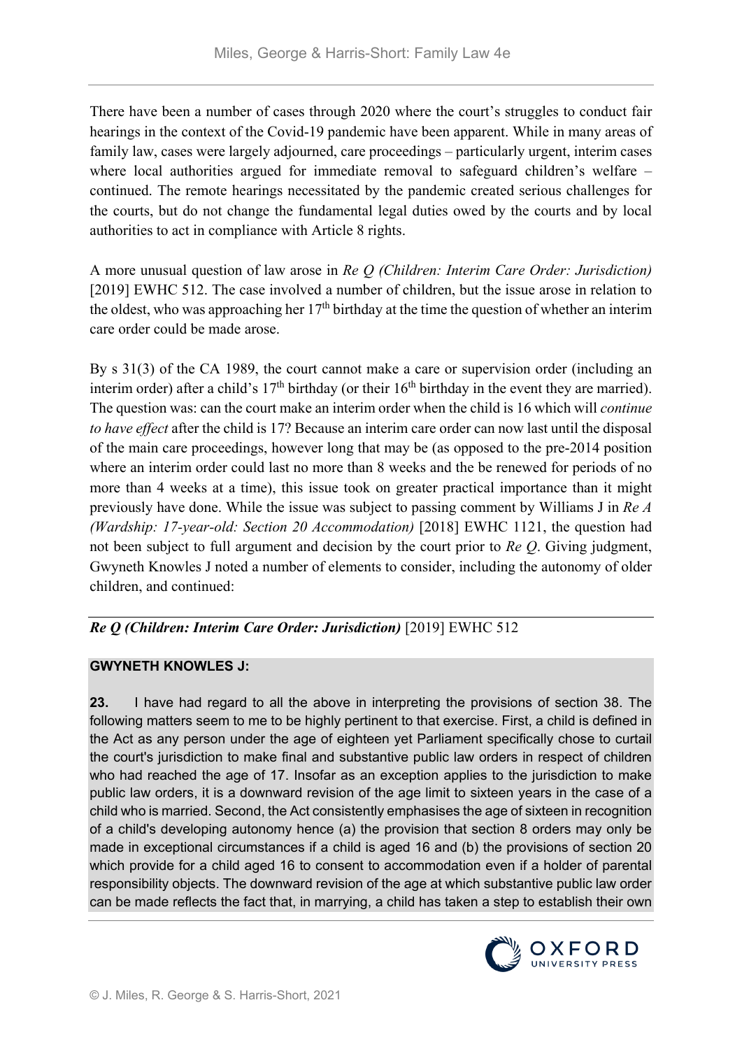There have been a number of cases through 2020 where the court's struggles to conduct fair hearings in the context of the Covid-19 pandemic have been apparent. While in many areas of family law, cases were largely adjourned, care proceedings – particularly urgent, interim cases where local authorities argued for immediate removal to safeguard children's welfare – continued. The remote hearings necessitated by the pandemic created serious challenges for the courts, but do not change the fundamental legal duties owed by the courts and by local authorities to act in compliance with Article 8 rights.

A more unusual question of law arose in *Re Q (Children: Interim Care Order: Jurisdiction)* [2019] EWHC 512. The case involved a number of children, but the issue arose in relation to the oldest, who was approaching her 17th birthday at the time the question of whether an interim care order could be made arose.

By s 31(3) of the CA 1989, the court cannot make a care or supervision order (including an interim order) after a child's 17th birthday (or their 16th birthday in the event they are married). The question was: can the court make an interim order when the child is 16 which will *continue to have effect* after the child is 17? Because an interim care order can now last until the disposal of the main care proceedings, however long that may be (as opposed to the pre-2014 position where an interim order could last no more than 8 weeks and the be renewed for periods of no more than 4 weeks at a time), this issue took on greater practical importance than it might previously have done. While the issue was subject to passing comment by Williams J in *Re A (Wardship: 17-year-old: Section 20 Accommodation)* [2018] EWHC 1121, the question had not been subject to full argument and decision by the court prior to *Re Q*. Giving judgment, Gwyneth Knowles J noted a number of elements to consider, including the autonomy of older children, and continued:

***Re Q (Children: Interim Care Order: Jurisdiction)*** [2019] EWHC 512

**GWYNETH KNOWLES J:**

**23.** I have had regard to all the above in interpreting the provisions of section 38. The following matters seem to me to be highly pertinent to that exercise. First, a child is defined in the Act as any person under the age of eighteen yet Parliament specifically chose to curtail the court's jurisdiction to make final and substantive public law orders in respect of children who had reached the age of 17. Insofar as an exception applies to the jurisdiction to make public law orders, it is a downward revision of the age limit to sixteen years in the case of a child who is married. Second, the Act consistently emphasises the age of sixteen in recognition of a child's developing autonomy hence (a) the provision that section 8 orders may only be made in exceptional circumstances if a child is aged 16 and (b) the provisions of section 20 which provide for a child aged 16 to consent to accommodation even if a holder of parental responsibility objects. The downward revision of the age at which substantive public law order can be made reflects the fact that, in marrying, a child has taken a step to establish their own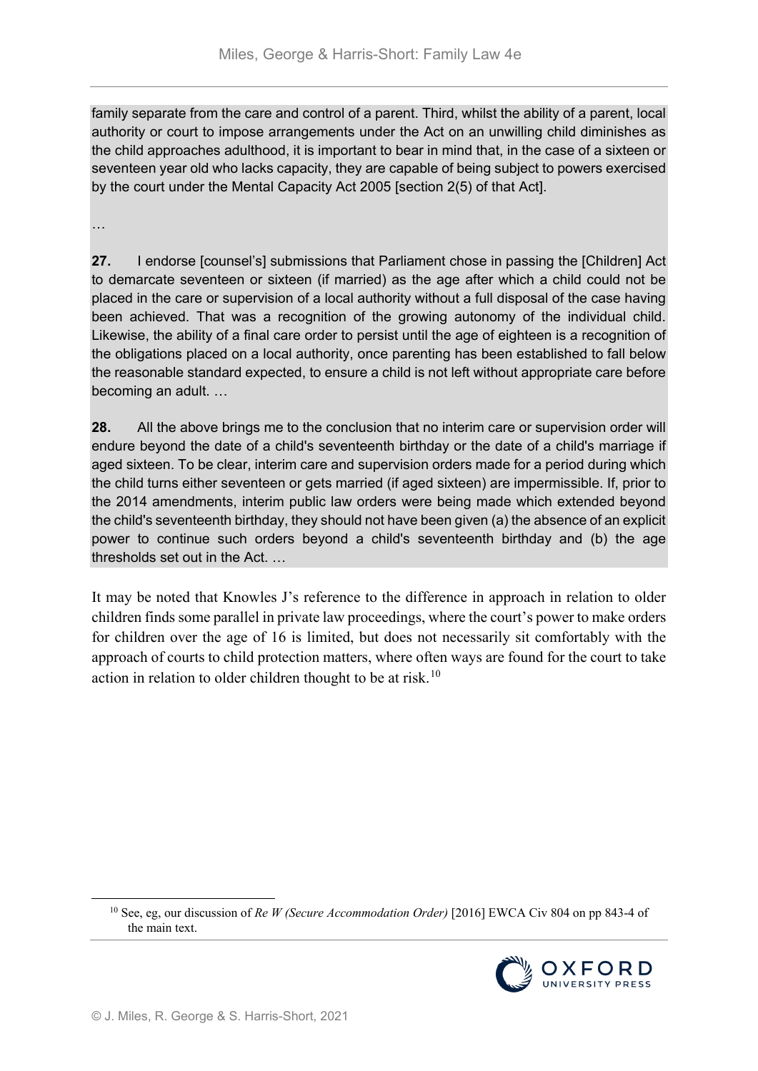family separate from the care and control of a parent. Third, whilst the ability of a parent, local authority or court to impose arrangements under the Act on an unwilling child diminishes as the child approaches adulthood, it is important to bear in mind that, in the case of a sixteen or seventeen year old who lacks capacity, they are capable of being subject to powers exercised by the court under the Mental Capacity Act 2005 [section 2(5) of that Act].

…

**27.** I endorse [counsel's] submissions that Parliament chose in passing the [Children] Act to demarcate seventeen or sixteen (if married) as the age after which a child could not be placed in the care or supervision of a local authority without a full disposal of the case having been achieved. That was a recognition of the growing autonomy of the individual child. Likewise, the ability of a final care order to persist until the age of eighteen is a recognition of the obligations placed on a local authority, once parenting has been established to fall below the reasonable standard expected, to ensure a child is not left without appropriate care before becoming an adult. …

**28.** All the above brings me to the conclusion that no interim care or supervision order will endure beyond the date of a child's seventeenth birthday or the date of a child's marriage if aged sixteen. To be clear, interim care and supervision orders made for a period during which the child turns either seventeen or gets married (if aged sixteen) are impermissible. If, prior to the 2014 amendments, interim public law orders were being made which extended beyond the child's seventeenth birthday, they should not have been given (a) the absence of an explicit power to continue such orders beyond a child's seventeenth birthday and (b) the age thresholds set out in the Act. …

It may be noted that Knowles J's reference to the difference in approach in relation to older children finds some parallel in private law proceedings, where the court's power to make orders for children over the age of 16 is limited, but does not necessarily sit comfortably with the approach of courts to child protection matters, where often ways are found for the court to take action in relation to older children thought to be at risk.[10]

[10] See, eg, our discussion of *Re W (Secure Accommodation Order)* [2016] EWCA Civ 804 on pp 843-4 of the main text.